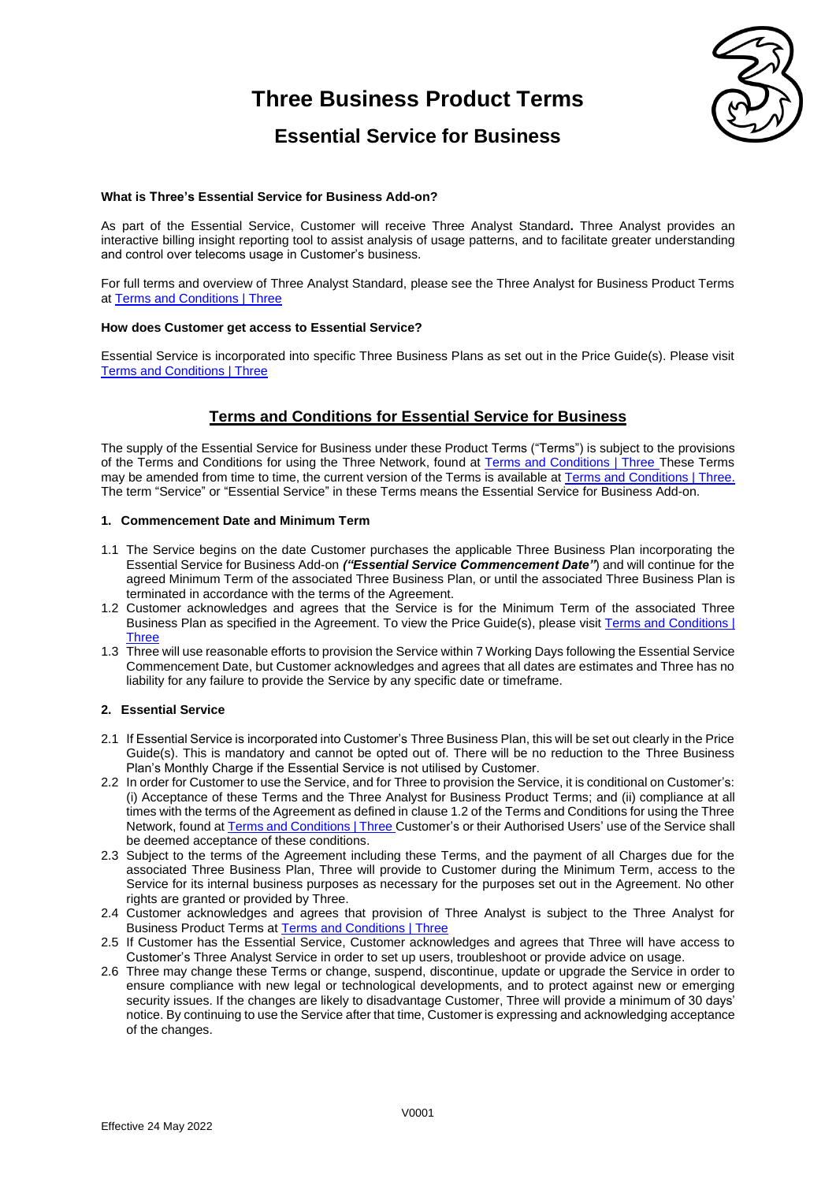# Three Business Product Terms

## Essential Service for Business

**What is Three's Essential Service for Business Add-on?**

As part of the Essential Service, Customer will receive Three Analyst Standard**.** Three Analyst provides an interactive billing insight reporting tool to assist analysis of usage patterns, and to facilitate greater understanding and control over telecoms usage in Customer's business.

For full terms and overview of Three Analyst Standard, please see the Three Analyst for Business Product Terms at Terms and Conditions | Three

**How does Customer get access to Essential Service?**

Essential Service is incorporated into specific Three Business Plans as set out in the Price Guide(s). Please visit Terms and Conditions | Three

### Terms and Conditions for Essential Service for Business

The supply of the Essential Service for Business under these Product Terms ("Terms") is subject to the provisions of the Terms and Conditions for using the Three Network, found at Terms and Conditions | Three These Terms may be amended from time to time, the current version of the Terms is available at Terms and Conditions | Three. The term "Service" or "Essential Service" in these Terms means the Essential Service for Business Add-on.

**1. Commencement Date and Minimum Term**

1.1 The Service begins on the date Customer purchases the applicable Three Business Plan incorporating the Essential Service for Business Add-on ***("Essential Service Commencement Date"***) and will continue for the agreed Minimum Term of the associated Three Business Plan, or until the associated Three Business Plan is terminated in accordance with the terms of the Agreement.

1.2 Customer acknowledges and agrees that the Service is for the Minimum Term of the associated Three Business Plan as specified in the Agreement. To view the Price Guide(s), please visit Terms and Conditions | Three

1.3 Three will use reasonable efforts to provision the Service within 7 Working Days following the Essential Service Commencement Date, but Customer acknowledges and agrees that all dates are estimates and Three has no liability for any failure to provide the Service by any specific date or timeframe.

**2. Essential Service**

2.1 If Essential Service is incorporated into Customer's Three Business Plan, this will be set out clearly in the Price Guide(s). This is mandatory and cannot be opted out of. There will be no reduction to the Three Business Plan's Monthly Charge if the Essential Service is not utilised by Customer.

2.2 In order for Customer to use the Service, and for Three to provision the Service, it is conditional on Customer's: (i) Acceptance of these Terms and the Three Analyst for Business Product Terms; and (ii) compliance at all times with the terms of the Agreement as defined in clause 1.2 of the Terms and Conditions for using the Three Network, found at Terms and Conditions | Three Customer's or their Authorised Users' use of the Service shall be deemed acceptance of these conditions.

2.3 Subject to the terms of the Agreement including these Terms, and the payment of all Charges due for the associated Three Business Plan, Three will provide to Customer during the Minimum Term, access to the Service for its internal business purposes as necessary for the purposes set out in the Agreement. No other rights are granted or provided by Three.

2.4 Customer acknowledges and agrees that provision of Three Analyst is subject to the Three Analyst for Business Product Terms at Terms and Conditions | Three

2.5 If Customer has the Essential Service, Customer acknowledges and agrees that Three will have access to Customer's Three Analyst Service in order to set up users, troubleshoot or provide advice on usage.

2.6 Three may change these Terms or change, suspend, discontinue, update or upgrade the Service in order to ensure compliance with new legal or technological developments, and to protect against new or emerging security issues. If the changes are likely to disadvantage Customer, Three will provide a minimum of 30 days' notice. By continuing to use the Service after that time, Customer is expressing and acknowledging acceptance of the changes.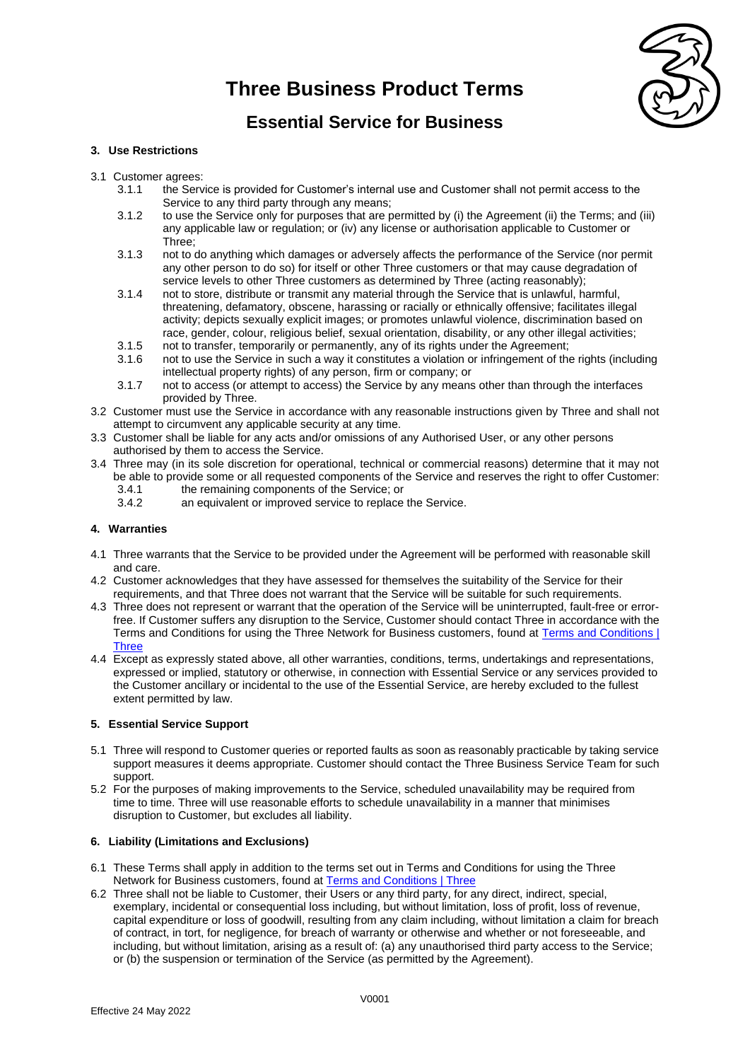# Three Business Product Terms

## Essential Service for Business

### 3. Use Restrictions

3.1 Customer agrees:

- 3.1.1 the Service is provided for Customer's internal use and Customer shall not permit access to the Service to any third party through any means;
- 3.1.2 to use the Service only for purposes that are permitted by (i) the Agreement (ii) the Terms; and (iii) any applicable law or regulation; or (iv) any license or authorisation applicable to Customer or Three;
- 3.1.3 not to do anything which damages or adversely affects the performance of the Service (nor permit any other person to do so) for itself or other Three customers or that may cause degradation of service levels to other Three customers as determined by Three (acting reasonably);
- 3.1.4 not to store, distribute or transmit any material through the Service that is unlawful, harmful, threatening, defamatory, obscene, harassing or racially or ethnically offensive; facilitates illegal activity; depicts sexually explicit images; or promotes unlawful violence, discrimination based on race, gender, colour, religious belief, sexual orientation, disability, or any other illegal activities;
- 3.1.5 not to transfer, temporarily or permanently, any of its rights under the Agreement;
- 3.1.6 not to use the Service in such a way it constitutes a violation or infringement of the rights (including intellectual property rights) of any person, firm or company; or
- 3.1.7 not to access (or attempt to access) the Service by any means other than through the interfaces provided by Three.

3.2 Customer must use the Service in accordance with any reasonable instructions given by Three and shall not attempt to circumvent any applicable security at any time.

3.3 Customer shall be liable for any acts and/or omissions of any Authorised User, or any other persons authorised by them to access the Service.

3.4 Three may (in its sole discretion for operational, technical or commercial reasons) determine that it may not be able to provide some or all requested components of the Service and reserves the right to offer Customer:

- 3.4.1 the remaining components of the Service; or
- 3.4.2 an equivalent or improved service to replace the Service.

### 4. Warranties

4.1 Three warrants that the Service to be provided under the Agreement will be performed with reasonable skill and care.

4.2 Customer acknowledges that they have assessed for themselves the suitability of the Service for their requirements, and that Three does not warrant that the Service will be suitable for such requirements.

4.3 Three does not represent or warrant that the operation of the Service will be uninterrupted, fault-free or error-free. If Customer suffers any disruption to the Service, Customer should contact Three in accordance with the Terms and Conditions for using the Three Network for Business customers, found at [Terms and Conditions | Three](Terms and Conditions | Three)

4.4 Except as expressly stated above, all other warranties, conditions, terms, undertakings and representations, expressed or implied, statutory or otherwise, in connection with Essential Service or any services provided to the Customer ancillary or incidental to the use of the Essential Service, are hereby excluded to the fullest extent permitted by law.

### 5. Essential Service Support

5.1 Three will respond to Customer queries or reported faults as soon as reasonably practicable by taking service support measures it deems appropriate. Customer should contact the Three Business Service Team for such support.

5.2 For the purposes of making improvements to the Service, scheduled unavailability may be required from time to time. Three will use reasonable efforts to schedule unavailability in a manner that minimises disruption to Customer, but excludes all liability.

### 6. Liability (Limitations and Exclusions)

6.1 These Terms shall apply in addition to the terms set out in Terms and Conditions for using the Three Network for Business customers, found at [Terms and Conditions | Three](Terms and Conditions | Three)

6.2 Three shall not be liable to Customer, their Users or any third party, for any direct, indirect, special, exemplary, incidental or consequential loss including, but without limitation, loss of profit, loss of revenue, capital expenditure or loss of goodwill, resulting from any claim including, without limitation a claim for breach of contract, in tort, for negligence, for breach of warranty or otherwise and whether or not foreseeable, and including, but without limitation, arising as a result of: (a) any unauthorised third party access to the Service; or (b) the suspension or termination of the Service (as permitted by the Agreement).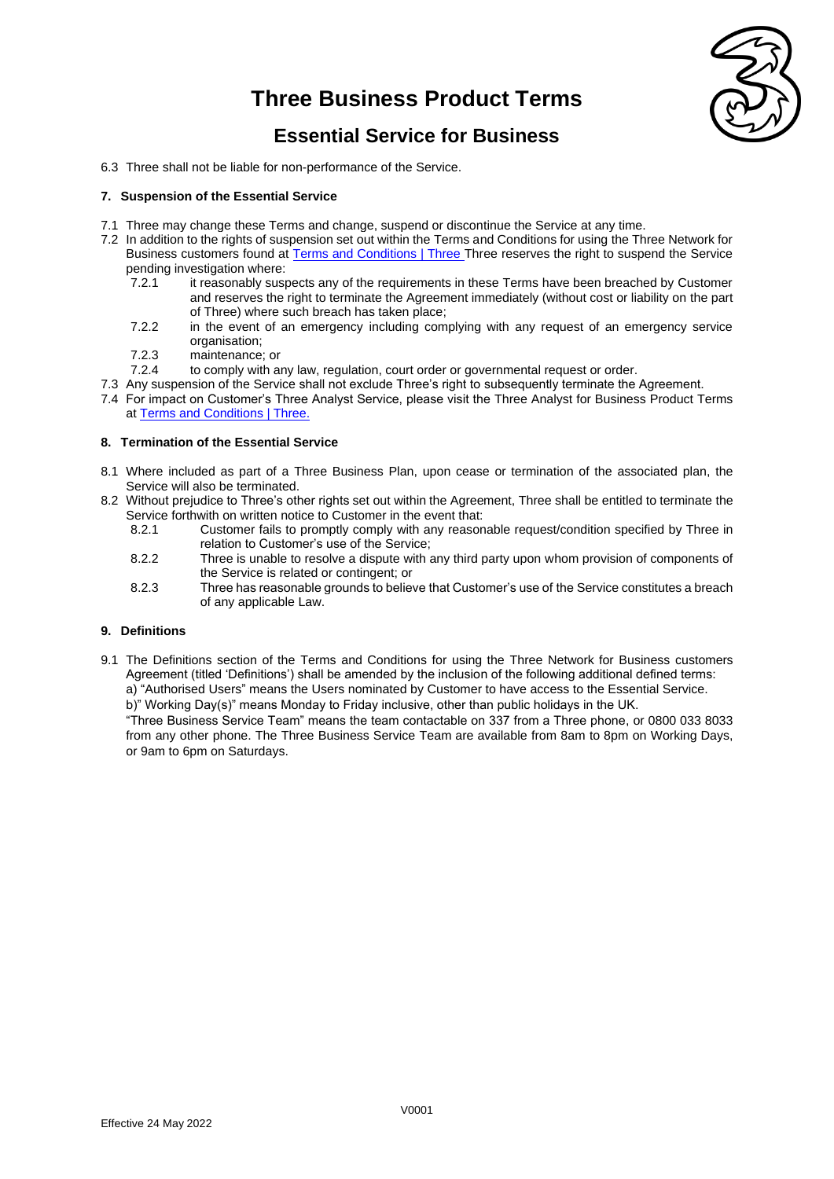6.3 Three shall not be liable for non-performance of the Service.

**7. Suspension of the Essential Service**

7.1 Three may change these Terms and change, suspend or discontinue the Service at any time.

7.2 In addition to the rights of suspension set out within the Terms and Conditions for using the Three Network for Business customers found at [Terms and Conditions | Three](Terms and Conditions | Three) Three reserves the right to suspend the Service pending investigation where:

- 7.2.1 it reasonably suspects any of the requirements in these Terms have been breached by Customer and reserves the right to terminate the Agreement immediately (without cost or liability on the part of Three) where such breach has taken place;
- 7.2.2 in the event of an emergency including complying with any request of an emergency service organisation;
- 7.2.3 maintenance; or
- 7.2.4 to comply with any law, regulation, court order or governmental request or order.

7.3 Any suspension of the Service shall not exclude Three's right to subsequently terminate the Agreement.

7.4 For impact on Customer's Three Analyst Service, please visit the Three Analyst for Business Product Terms at [Terms and Conditions | Three.](Terms and Conditions | Three.)

**8. Termination of the Essential Service**

8.1 Where included as part of a Three Business Plan, upon cease or termination of the associated plan, the Service will also be terminated.

8.2 Without prejudice to Three's other rights set out within the Agreement, Three shall be entitled to terminate the Service forthwith on written notice to Customer in the event that:

- 8.2.1 Customer fails to promptly comply with any reasonable request/condition specified by Three in relation to Customer's use of the Service;
- 8.2.2 Three is unable to resolve a dispute with any third party upon whom provision of components of the Service is related or contingent; or
- 8.2.3 Three has reasonable grounds to believe that Customer's use of the Service constitutes a breach of any applicable Law.

**9. Definitions**

9.1 The Definitions section of the Terms and Conditions for using the Three Network for Business customers Agreement (titled 'Definitions') shall be amended by the inclusion of the following additional defined terms:

a) "Authorised Users" means the Users nominated by Customer to have access to the Essential Service.

b)" Working Day(s)" means Monday to Friday inclusive, other than public holidays in the UK.

"Three Business Service Team" means the team contactable on 337 from a Three phone, or 0800 033 8033 from any other phone. The Three Business Service Team are available from 8am to 8pm on Working Days, or 9am to 6pm on Saturdays.